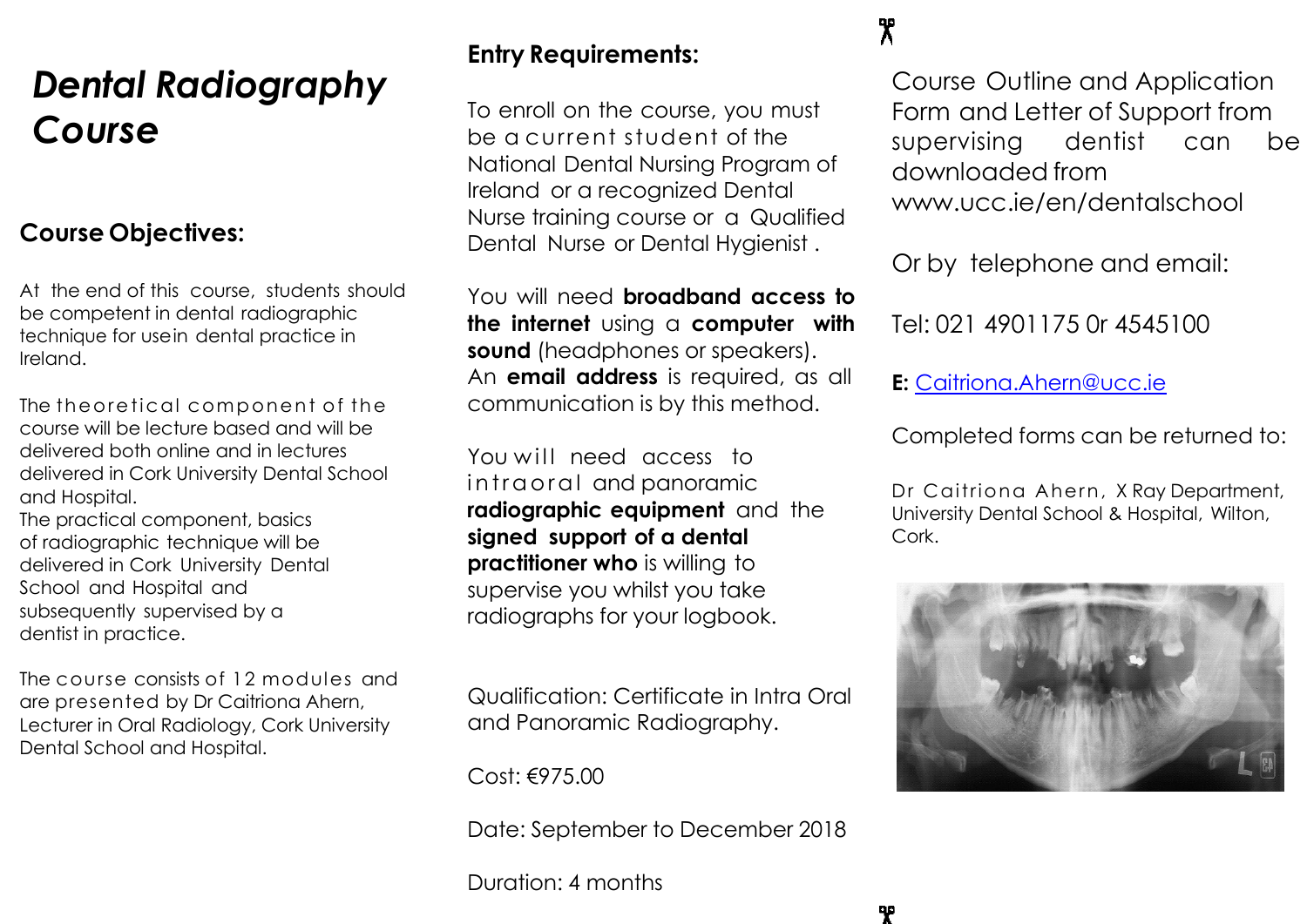# *Dental Radiography Course*

## Course Objectives:

At the end of this course, students should be competent in dental radiographic technique for usein dental practice in Ireland.

The theoretical component of the course will be lecture based and will be delivered both online and in lectures delivered in Cork University Dental School and Hospital.
The practical component, basics of radiographic technique will be delivered in Cork University Dental School and Hospital and subsequently supervised by a dentist in practice.

The course consists of 12 modules and are presented by Dr Caitriona Ahern, Lecturer in Oral Radiology, Cork University Dental School and Hospital.

## Entry Requirements:

To enroll on the course, you must be a current student of the National Dental Nursing Program of Ireland or a recognized Dental Nurse training course or a Qualified Dental Nurse or Dental Hygienist .

You will need **broadband access to the internet** using a **computer with sound** (headphones or speakers). An **email address** is required, as all communication is by this method.

You will need access to intraoral and panoramic **radiographic equipment** and the **signed support of a dental practitioner who** is willing to supervise you whilst you take radiographs for your logbook.

Qualification: Certificate in Intra Oral and Panoramic Radiography.

Cost: €975.00

Date: September to December 2018

Duration: 4 months

Course Outline and Application Form and Letter of Support from supervising dentist can be downloaded from www.ucc.ie/en/dentalschool

Or by telephone and email:

Tel: 021 4901175 0r 4545100

**E:** Caitriona.Ahern@ucc.ie

Completed forms can be returned to:

Dr Caitriona Ahern, X Ray Department, University Dental School & Hospital, Wilton, Cork.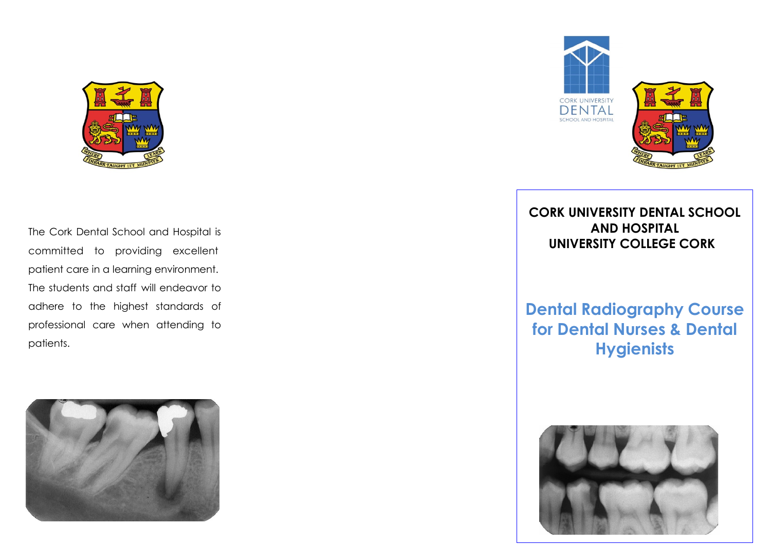The Cork Dental School and Hospital is committed to providing excellent patient care in a learning environment. The students and staff will endeavor to adhere to the highest standards of professional care when attending to patients.

CORK UNIVERSITY DENTAL SCHOOL AND HOSPITAL

**CORK UNIVERSITY DENTAL SCHOOL AND HOSPITAL**
**UNIVERSITY COLLEGE CORK**

# Dental Radiography Course for Dental Nurses & Dental Hygienists